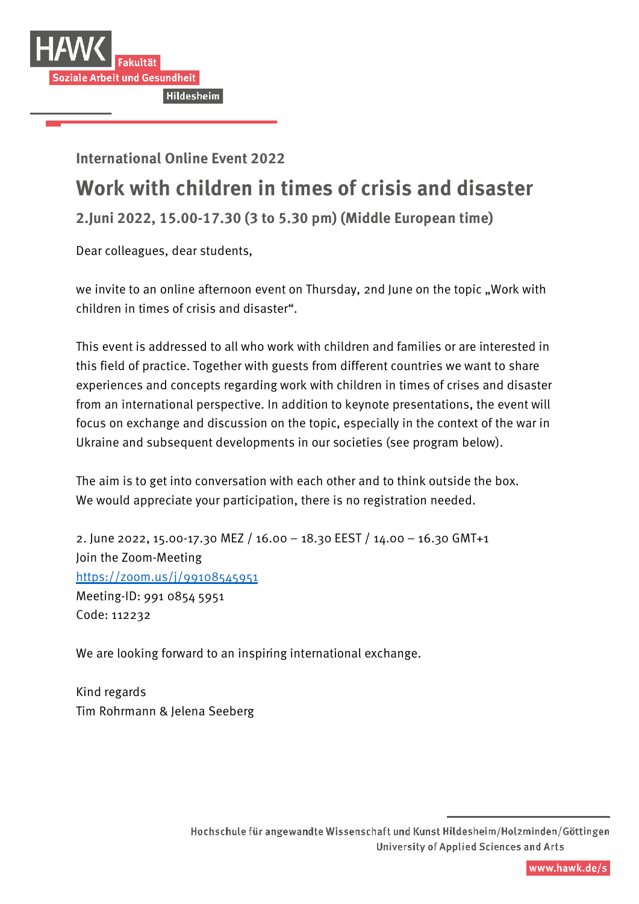HAWK
Fakultät
Soziale Arbeit und Gesundheit
Hildesheim

### International Online Event 2022

# Work with children in times of crisis and disaster

### 2.Juni 2022, 15.00-17.30 (3 to 5.30 pm) (Middle European time)

Dear colleagues, dear students,

we invite to an online afternoon event on Thursday, 2nd June on the topic „Work with children in times of crisis and disaster“.

This event is addressed to all who work with children and families or are interested in this field of practice. Together with guests from different countries we want to share experiences and concepts regarding work with children in times of crises and disaster from an international perspective. In addition to keynote presentations, the event will focus on exchange and discussion on the topic, especially in the context of the war in Ukraine and subsequent developments in our societies (see program below).

The aim is to get into conversation with each other and to think outside the box.
We would appreciate your participation, there is no registration needed.

2. June 2022, 15.00-17.30 MEZ / 16.00 – 18.30 EEST / 14.00 – 16.30 GMT+1
Join the Zoom-Meeting
https://zoom.us/j/99108545951
Meeting-ID: 991 0854 5951
Code: 112232

We are looking forward to an inspiring international exchange.

Kind regards
Tim Rohrmann & Jelena Seeberg

Hochschule für angewandte Wissenschaft und Kunst Hildesheim/Holzminden/Göttingen
University of Applied Sciences and Arts
www.hawk.de/s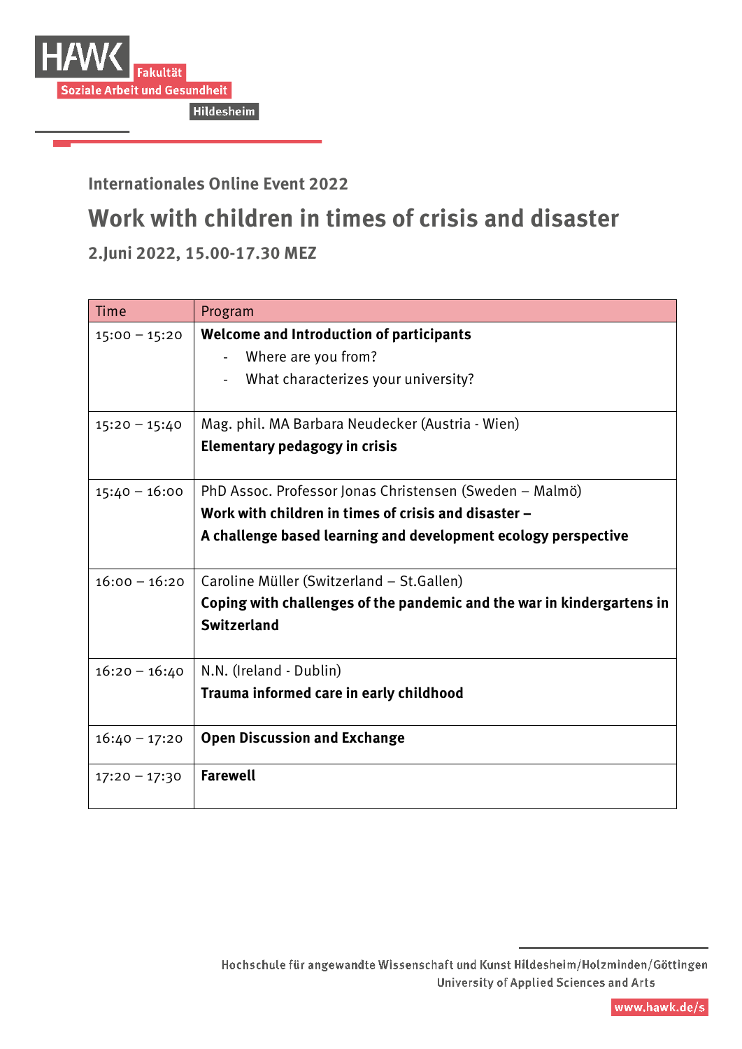Internationales Online Event 2022

# Work with children in times of crisis and disaster

**2.Juni 2022, 15.00-17.30 MEZ**

| Time | Program |
|---|---|
| 15:00 – 15:20 | **Welcome and Introduction of participants**<br>- Where are you from?<br>- What characterizes your university? |
| 15:20 – 15:40 | Mag. phil. MA Barbara Neudecker (Austria - Wien)<br>**Elementary pedagogy in crisis** |
| 15:40 – 16:00 | PhD Assoc. Professor Jonas Christensen (Sweden – Malmö)<br>**Work with children in times of crisis and disaster –**<br>**A challenge based learning and development ecology perspective** |
| 16:00 – 16:20 | Caroline Müller (Switzerland – St.Gallen)<br>**Coping with challenges of the pandemic and the war in kindergartens in Switzerland** |
| 16:20 – 16:40 | N.N. (Ireland - Dublin)<br>**Trauma informed care in early childhood** |
| 16:40 – 17:20 | **Open Discussion and Exchange** |
| 17:20 – 17:30 | **Farewell** |